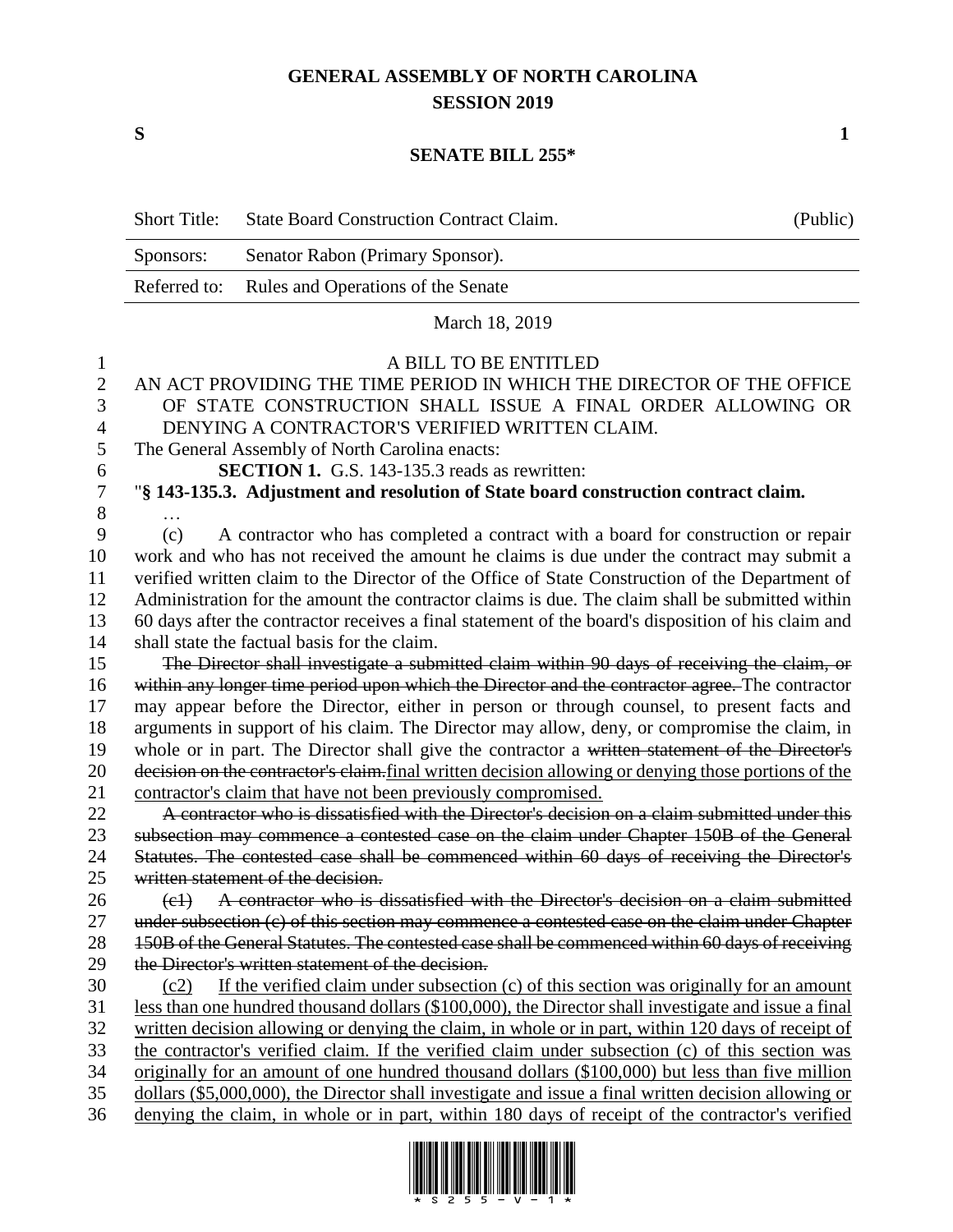# GENERAL ASSEMBLY OF NORTH CAROLINA
## SESSION 2019

**S** **1**

## SENATE BILL 255*

| | | |
|---|---|---|
| Short Title: | State Board Construction Contract Claim. | (Public) |
| Sponsors: | Senator Rabon (Primary Sponsor). | |
| Referred to: | Rules and Operations of the Senate | |

March 18, 2019

A BILL TO BE ENTITLED

AN ACT PROVIDING THE TIME PERIOD IN WHICH THE DIRECTOR OF THE OFFICE OF STATE CONSTRUCTION SHALL ISSUE A FINAL ORDER ALLOWING OR DENYING A CONTRACTOR'S VERIFIED WRITTEN CLAIM.

The General Assembly of North Carolina enacts:

**SECTION 1.** G.S. 143-135.3 reads as rewritten:

"**§ 143-135.3. Adjustment and resolution of State board construction contract claim.**

…

(c) A contractor who has completed a contract with a board for construction or repair work and who has not received the amount he claims is due under the contract may submit a verified written claim to the Director of the Office of State Construction of the Department of Administration for the amount the contractor claims is due. The claim shall be submitted within 60 days after the contractor receives a final statement of the board's disposition of his claim and shall state the factual basis for the claim.

~~The Director shall investigate a submitted claim within 90 days of receiving the claim, or within any longer time period upon which the Director and the contractor agree.~~ The contractor may appear before the Director, either in person or through counsel, to present facts and arguments in support of his claim. The Director may allow, deny, or compromise the claim, in whole or in part. The Director shall give the contractor a ~~written statement of the Director's decision on the contractor's claim.~~<u>final written decision allowing or denying those portions of the contractor's claim that have not been previously compromised.</u>

~~A contractor who is dissatisfied with the Director's decision on a claim submitted under this subsection may commence a contested case on the claim under Chapter 150B of the General Statutes. The contested case shall be commenced within 60 days of receiving the Director's written statement of the decision.~~

~~(c1) A contractor who is dissatisfied with the Director's decision on a claim submitted under subsection (c) of this section may commence a contested case on the claim under Chapter 150B of the General Statutes. The contested case shall be commenced within 60 days of receiving the Director's written statement of the decision.~~

<u>(c2) If the verified claim under subsection (c) of this section was originally for an amount less than one hundred thousand dollars ($100,000), the Director shall investigate and issue a final written decision allowing or denying the claim, in whole or in part, within 120 days of receipt of the contractor's verified claim. If the verified claim under subsection (c) of this section was originally for an amount of one hundred thousand dollars ($100,000) but less than five million dollars ($5,000,000), the Director shall investigate and issue a final written decision allowing or denying the claim, in whole or in part, within 180 days of receipt of the contractor's verified</u>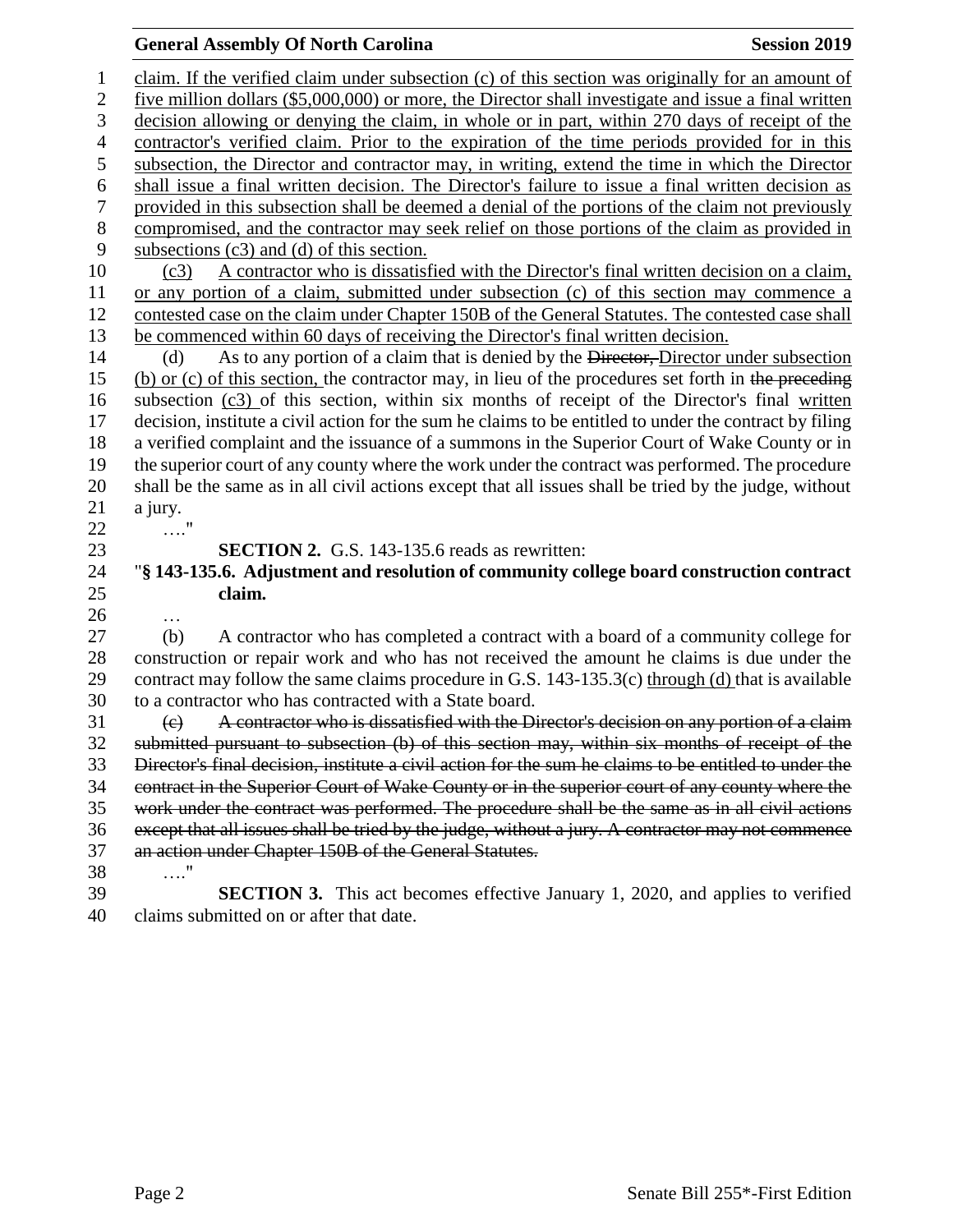claim. If the verified claim under subsection (c) of this section was originally for an amount of five million dollars ($5,000,000) or more, the Director shall investigate and issue a final written decision allowing or denying the claim, in whole or in part, within 270 days of receipt of the contractor's verified claim. Prior to the expiration of the time periods provided for in this subsection, the Director and contractor may, in writing, extend the time in which the Director shall issue a final written decision. The Director's failure to issue a final written decision as provided in this subsection shall be deemed a denial of the portions of the claim not previously compromised, and the contractor may seek relief on those portions of the claim as provided in subsections (c3) and (d) of this section.

(c3) A contractor who is dissatisfied with the Director's final written decision on a claim, or any portion of a claim, submitted under subsection (c) of this section may commence a contested case on the claim under Chapter 150B of the General Statutes. The contested case shall be commenced within 60 days of receiving the Director's final written decision.

(d) As to any portion of a claim that is denied by the ~~Director,~~ Director under subsection (b) or (c) of this section, the contractor may, in lieu of the procedures set forth in ~~the preceding~~ subsection (c3) of this section, within six months of receipt of the Director's final written decision, institute a civil action for the sum he claims to be entitled to under the contract by filing a verified complaint and the issuance of a summons in the Superior Court of Wake County or in the superior court of any county where the work under the contract was performed. The procedure shall be the same as in all civil actions except that all issues shall be tried by the judge, without a jury.

…."

**SECTION 2.** G.S. 143-135.6 reads as rewritten:

"**§ 143-135.6. Adjustment and resolution of community college board construction contract claim.**

…

(b) A contractor who has completed a contract with a board of a community college for construction or repair work and who has not received the amount he claims is due under the contract may follow the same claims procedure in G.S. 143-135.3(c) through (d) that is available to a contractor who has contracted with a State board.

~~(c) A contractor who is dissatisfied with the Director's decision on any portion of a claim submitted pursuant to subsection (b) of this section may, within six months of receipt of the Director's final decision, institute a civil action for the sum he claims to be entitled to under the contract in the Superior Court of Wake County or in the superior court of any county where the work under the contract was performed. The procedure shall be the same as in all civil actions except that all issues shall be tried by the judge, without a jury. A contractor may not commence an action under Chapter 150B of the General Statutes.~~

…."

**SECTION 3.** This act becomes effective January 1, 2020, and applies to verified claims submitted on or after that date.